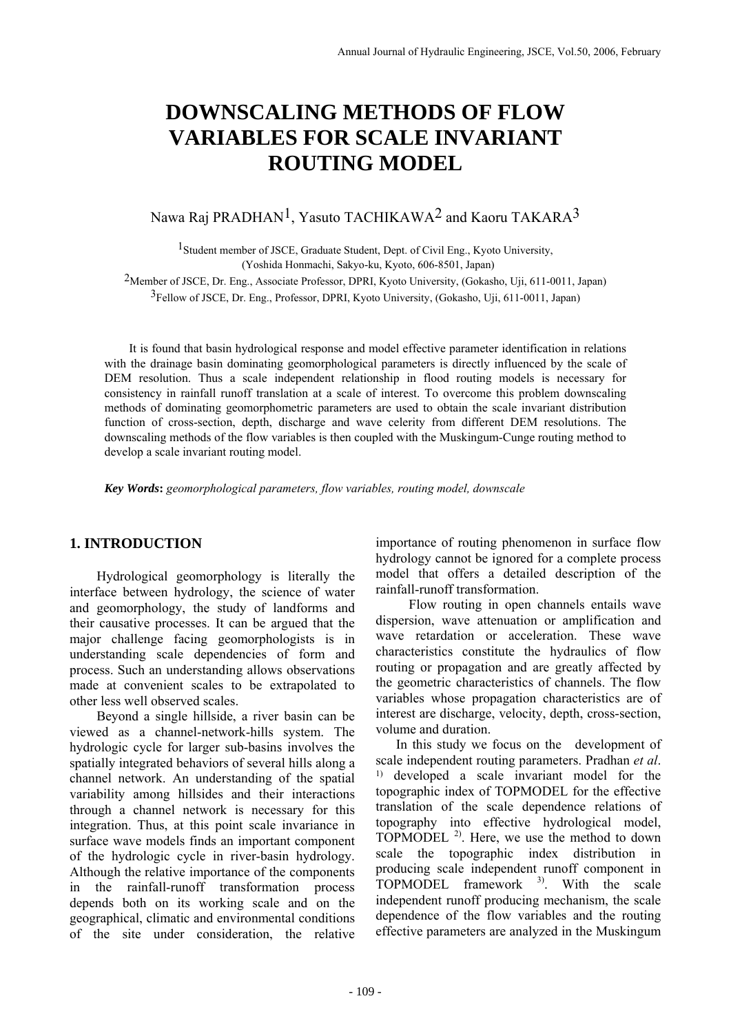# DOWNSCALING METHODS OF FLOW VARIABLES FOR SCALE INVARIANT ROUTING MODEL

Nawa Raj PRADHAN[1], Yasuto TACHIKAWA[2] and Kaoru TAKARA[3]

[1]Student member of JSCE, Graduate Student, Dept. of Civil Eng., Kyoto University, (Yoshida Honmachi, Sakyo-ku, Kyoto, 606-8501, Japan)
[2]Member of JSCE, Dr. Eng., Associate Professor, DPRI, Kyoto University, (Gokasho, Uji, 611-0011, Japan)
[3]Fellow of JSCE, Dr. Eng., Professor, DPRI, Kyoto University, (Gokasho, Uji, 611-0011, Japan)

It is found that basin hydrological response and model effective parameter identification in relations with the drainage basin dominating geomorphological parameters is directly influenced by the scale of DEM resolution. Thus a scale independent relationship in flood routing models is necessary for consistency in rainfall runoff translation at a scale of interest. To overcome this problem downscaling methods of dominating geomorphometric parameters are used to obtain the scale invariant distribution function of cross-section, depth, discharge and wave celerity from different DEM resolutions. The downscaling methods of the flow variables is then coupled with the Muskingum-Cunge routing method to develop a scale invariant routing model.

***Key Words*****:** *geomorphological parameters, flow variables, routing model, downscale*

## 1. INTRODUCTION

Hydrological geomorphology is literally the interface between hydrology, the science of water and geomorphology, the study of landforms and their causative processes. It can be argued that the major challenge facing geomorphologists is in understanding scale dependencies of form and process. Such an understanding allows observations made at convenient scales to be extrapolated to other less well observed scales.

Beyond a single hillside, a river basin can be viewed as a channel-network-hills system. The hydrologic cycle for larger sub-basins involves the spatially integrated behaviors of several hills along a channel network. An understanding of the spatial variability among hillsides and their interactions through a channel network is necessary for this integration. Thus, at this point scale invariance in surface wave models finds an important component of the hydrologic cycle in river-basin hydrology. Although the relative importance of the components in the rainfall-runoff transformation process depends both on its working scale and on the geographical, climatic and environmental conditions of the site under consideration, the relative importance of routing phenomenon in surface flow hydrology cannot be ignored for a complete process model that offers a detailed description of the rainfall-runoff transformation.

Flow routing in open channels entails wave dispersion, wave attenuation or amplification and wave retardation or acceleration. These wave characteristics constitute the hydraulics of flow routing or propagation and are greatly affected by the geometric characteristics of channels. The flow variables whose propagation characteristics are of interest are discharge, velocity, depth, cross-section, volume and duration.

In this study we focus on the development of scale independent routing parameters. Pradhan *et al*. [1] developed a scale invariant model for the topographic index of TOPMODEL for the effective translation of the scale dependence relations of topography into effective hydrological model, TOPMODEL [2]. Here, we use the method to down scale the topographic index distribution in producing scale independent runoff component in TOPMODEL framework [3]. With the scale independent runoff producing mechanism, the scale dependence of the flow variables and the routing effective parameters are analyzed in the Muskingum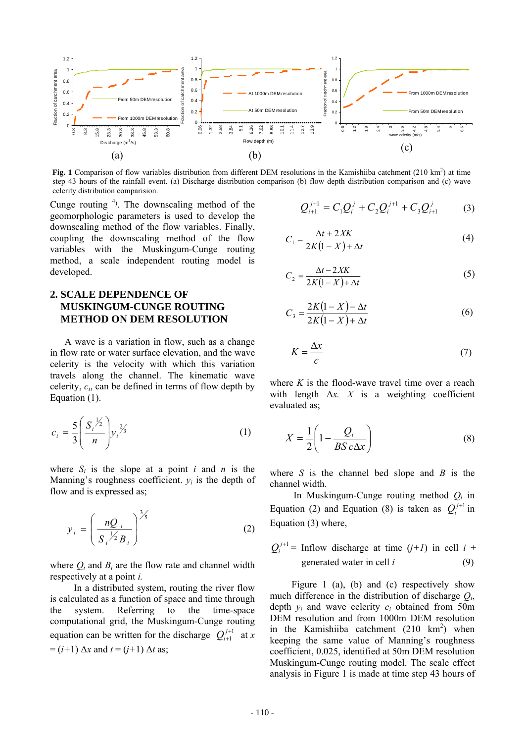**Fig. 1** Comparison of flow variables distribution from different DEM resolutions in the Kamishiiba catchment (210 km$^2$) at time step 43 hours of the rainfall event. (a) Discharge distribution comparison (b) flow depth distribution comparison and (c) wave celerity distribution comparision.

Cunge routing [4]. The downscaling method of the geomorphologic parameters is used to develop the downscaling method of the flow variables. Finally, coupling the downscaling method of the flow variables with the Muskingum-Cunge routing method, a scale independent routing model is developed.

## 2. SCALE DEPENDENCE OF MUSKINGUM-CUNGE ROUTING METHOD ON DEM RESOLUTION

A wave is a variation in flow, such as a change in flow rate or water surface elevation, and the wave celerity is the velocity with which this variation travels along the channel. The kinematic wave celerity, $c_i$, can be defined in terms of flow depth by Equation (1).

$$c_i = \frac{5}{3}\left(\frac{S_i^{1/2}}{n}\right) y_i^{2/3} \tag{1}$$

where $S_i$ is the slope at a point $i$ and $n$ is the Manning's roughness coefficient. $y_i$ is the depth of flow and is expressed as;

$$y_i = \left(\frac{nQ_i}{S_i^{1/2} B_i}\right)^{3/5} \tag{2}$$

where $Q_i$ and $B_i$ are the flow rate and channel width respectively at a point $i$.

In a distributed system, routing the river flow is calculated as a function of space and time through the system. Referring to the time-space computational grid, the Muskingum-Cunge routing equation can be written for the discharge $Q_{i+1}^{j+1}$ at $x = (i+1)\,\Delta x$ and $t = (j+1)\,\Delta t$ as;

$$Q_{i+1}^{j+1} = C_1 Q_i^j + C_2 Q_i^{j+1} + C_3 Q_{i+1}^j \tag{3}$$

$$C_1 = \frac{\Delta t + 2XK}{2K(1-X) + \Delta t} \tag{4}$$

$$C_2 = \frac{\Delta t - 2XK}{2K(1-X) + \Delta t} \tag{5}$$

$$C_3 = \frac{2K(1-X) - \Delta t}{2K(1-X) + \Delta t} \tag{6}$$

$$K = \frac{\Delta x}{c} \tag{7}$$

where $K$ is the flood-wave travel time over a reach with length $\Delta x$. $X$ is a weighting coefficient evaluated as;

$$X = \frac{1}{2}\left(1 - \frac{Q_i}{BS\,c\Delta x}\right) \tag{8}$$

where $S$ is the channel bed slope and $B$ is the channel width.

In Muskingum-Cunge routing method $Q_i$ in Equation (2) and Equation (8) is taken as $Q_i^{j+1}$ in Equation (3) where,

$Q_i^{j+1}$ = Inflow discharge at time $(j+1)$ in cell $i$ + generated water in cell $i$ (9)

Figure 1 (a), (b) and (c) respectively show much difference in the distribution of discharge $Q_i$, depth $y_i$ and wave celerity $c_i$ obtained from 50m DEM resolution and from 1000m DEM resolution in the Kamishiiba catchment (210 km$^2$) when keeping the same value of Manning's roughness coefficient, 0.025, identified at 50m DEM resolution Muskingum-Cunge routing model. The scale effect analysis in Figure 1 is made at time step 43 hours of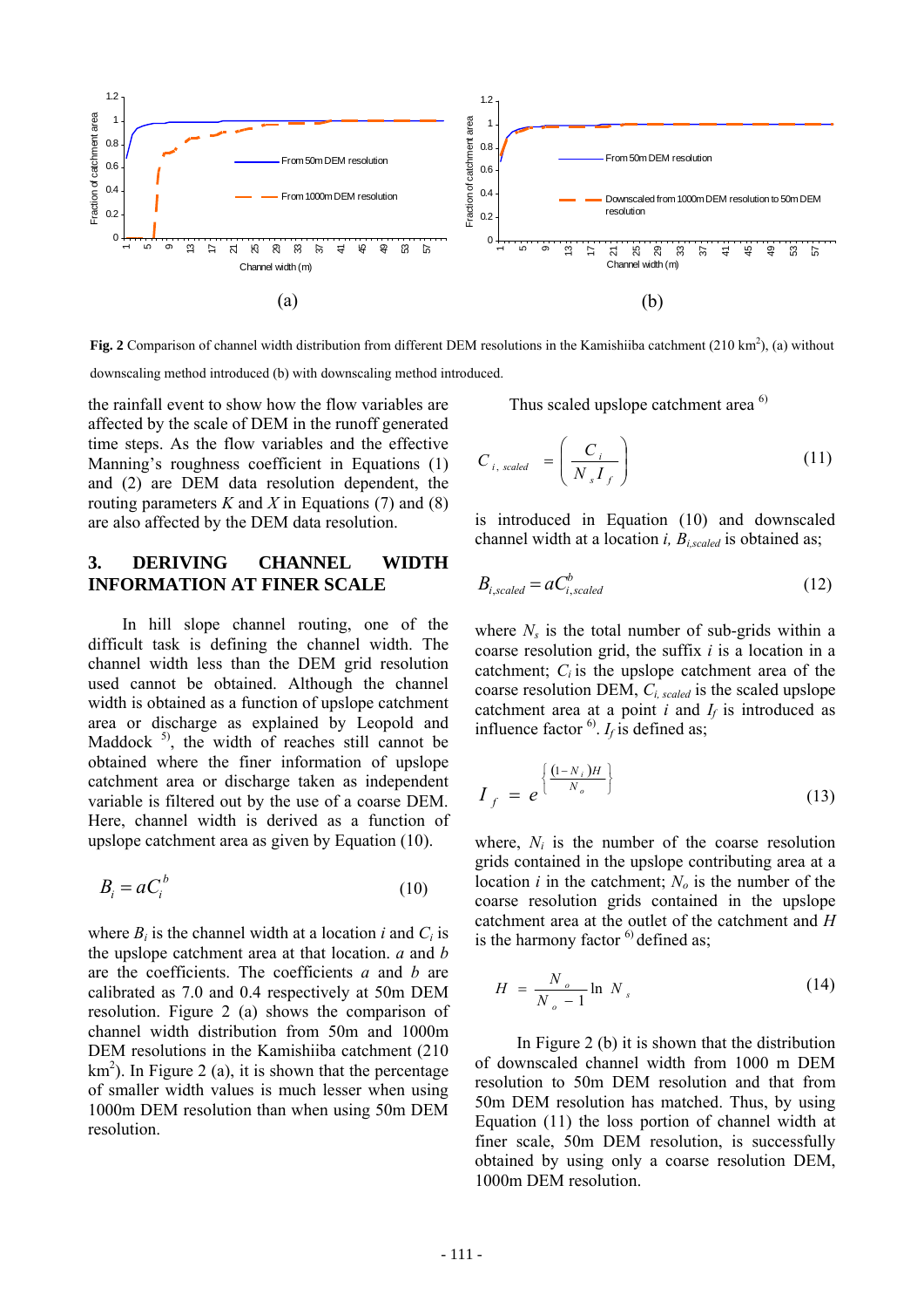Fig. 2 Comparison of channel width distribution from different DEM resolutions in the Kamishiiba catchment (210 km$^2$), (a) without downscaling method introduced (b) with downscaling method introduced.

the rainfall event to show how the flow variables are affected by the scale of DEM in the runoff generated time steps. As the flow variables and the effective Manning's roughness coefficient in Equations (1) and (2) are DEM data resolution dependent, the routing parameters $K$ and $X$ in Equations (7) and (8) are also affected by the DEM data resolution.

## 3. DERIVING CHANNEL WIDTH INFORMATION AT FINER SCALE

In hill slope channel routing, one of the difficult task is defining the channel width. The channel width less than the DEM grid resolution used cannot be obtained. Although the channel width is obtained as a function of upslope catchment area or discharge as explained by Leopold and Maddock [5], the width of reaches still cannot be obtained where the finer information of upslope catchment area or discharge taken as independent variable is filtered out by the use of a coarse DEM. Here, channel width is derived as a function of upslope catchment area as given by Equation (10).

$$B_i = aC_i^b \tag{10}$$

where $B_i$ is the channel width at a location $i$ and $C_i$ is the upslope catchment area at that location. $a$ and $b$ are the coefficients. The coefficients $a$ and $b$ are calibrated as 7.0 and 0.4 respectively at 50m DEM resolution. Figure 2 (a) shows the comparison of channel width distribution from 50m and 1000m DEM resolutions in the Kamishiiba catchment (210 km$^2$). In Figure 2 (a), it is shown that the percentage of smaller width values is much lesser when using 1000m DEM resolution than when using 50m DEM resolution.

Thus scaled upslope catchment area [6]

$$C_{i,\,scaled} = \left( \frac{C_i}{N_s I_f} \right) \tag{11}$$

is introduced in Equation (10) and downscaled channel width at a location $i$, $B_{i,scaled}$ is obtained as;

$$B_{i,scaled} = aC_{i,scaled}^b \tag{12}$$

where $N_s$ is the total number of sub-grids within a coarse resolution grid, the suffix $i$ is a location in a catchment; $C_i$ is the upslope catchment area of the coarse resolution DEM, $C_{i,\,scaled}$ is the scaled upslope catchment area at a point $i$ and $I_f$ is introduced as influence factor [6]. $I_f$ is defined as;

$$I_f = e^{\left\{ \frac{(1 - N_i)H}{N_o} \right\}} \tag{13}$$

where, $N_i$ is the number of the coarse resolution grids contained in the upslope contributing area at a location $i$ in the catchment; $N_o$ is the number of the coarse resolution grids contained in the upslope catchment area at the outlet of the catchment and $H$ is the harmony factor [6] defined as;

$$H = \frac{N_o}{N_o - 1} \ln N_s \tag{14}$$

In Figure 2 (b) it is shown that the distribution of downscaled channel width from 1000 m DEM resolution to 50m DEM resolution and that from 50m DEM resolution has matched. Thus, by using Equation (11) the loss portion of channel width at finer scale, 50m DEM resolution, is successfully obtained by using only a coarse resolution DEM, 1000m DEM resolution.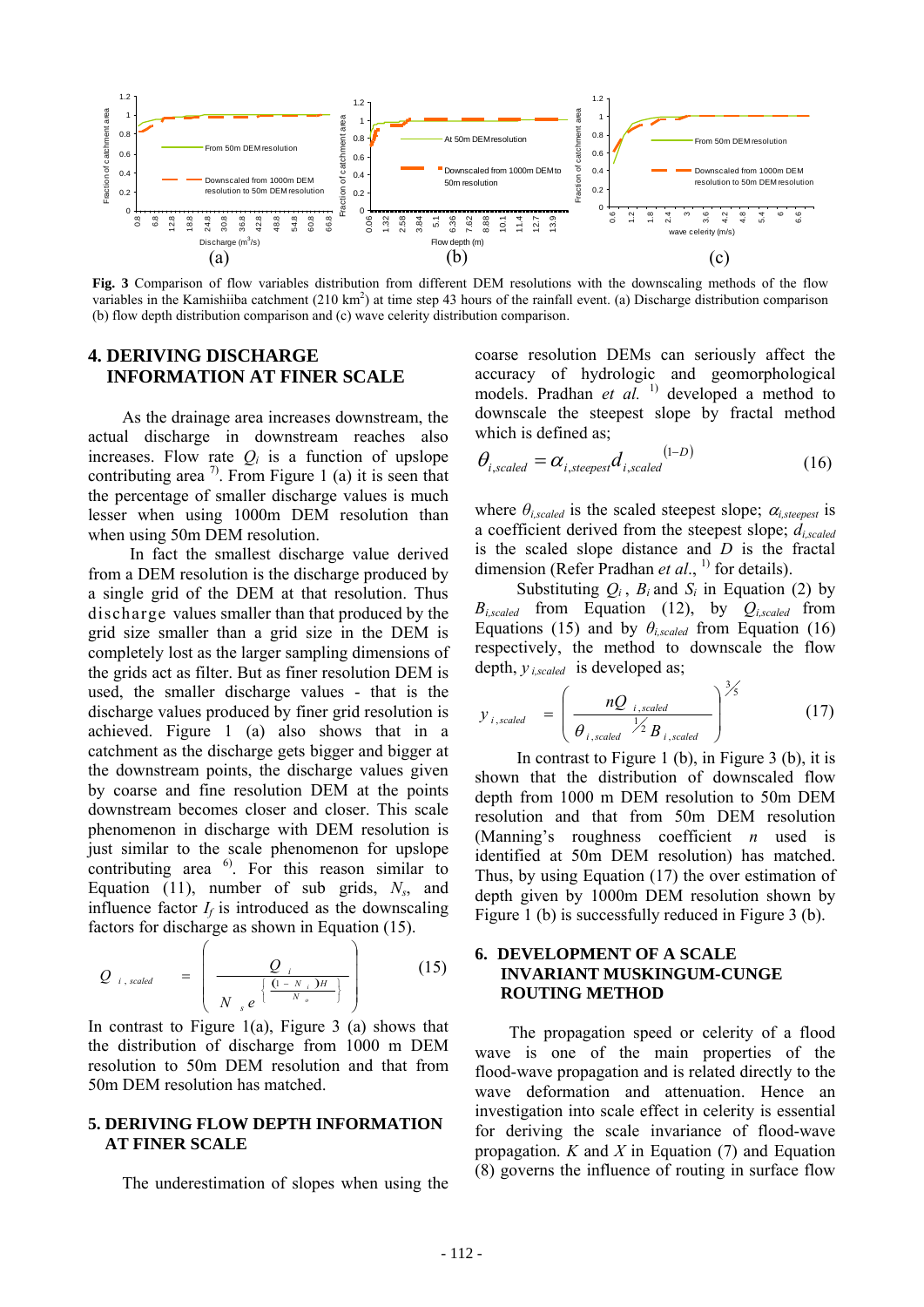**Fig. 3** Comparison of flow variables distribution from different DEM resolutions with the downscaling methods of the flow variables in the Kamishiiba catchment (210 km$^2$) at time step 43 hours of the rainfall event. (a) Discharge distribution comparison (b) flow depth distribution comparison and (c) wave celerity distribution comparison.

## 4. DERIVING DISCHARGE INFORMATION AT FINER SCALE

As the drainage area increases downstream, the actual discharge in downstream reaches also increases. Flow rate $Q_i$ is a function of upslope contributing area [7]. From Figure 1 (a) it is seen that the percentage of smaller discharge values is much lesser when using 1000m DEM resolution than when using 50m DEM resolution.

In fact the smallest discharge value derived from a DEM resolution is the discharge produced by a single grid of the DEM at that resolution. Thus discharge values smaller than that produced by the grid size smaller than a grid size in the DEM is completely lost as the larger sampling dimensions of the grids act as filter. But as finer resolution DEM is used, the smaller discharge values - that is the discharge values produced by finer grid resolution is achieved. Figure 1 (a) also shows that in a catchment as the discharge gets bigger and bigger at the downstream points, the discharge values given by coarse and fine resolution DEM at the points downstream becomes closer and closer. This scale phenomenon in discharge with DEM resolution is just similar to the scale phenomenon for upslope contributing area [6]. For this reason similar to Equation (11), number of sub grids, $N_s$, and influence factor $I_f$ is introduced as the downscaling factors for discharge as shown in Equation (15).

$$Q_{i,scaled} = \left( \frac{Q_i}{N_s e^{\left\{ \frac{(1-N_i)H}{N_o} \right\}}} \right) \tag{15}$$

In contrast to Figure 1(a), Figure 3 (a) shows that the distribution of discharge from 1000 m DEM resolution to 50m DEM resolution and that from 50m DEM resolution has matched.

## 5. DERIVING FLOW DEPTH INFORMATION AT FINER SCALE

The underestimation of slopes when using the coarse resolution DEMs can seriously affect the accuracy of hydrologic and geomorphological models. Pradhan *et al.* [1] developed a method to downscale the steepest slope by fractal method which is defined as;

$$\theta_{i,scaled} = \alpha_{i,steepest} d_{i,scaled}^{(1-D)} \tag{16}$$

where $\theta_{i,scaled}$ is the scaled steepest slope; $\alpha_{i,steepest}$ is a coefficient derived from the steepest slope; $d_{i,scaled}$ is the scaled slope distance and $D$ is the fractal dimension (Refer Pradhan *et al.*, [1] for details).

Substituting $Q_i$, $B_i$ and $S_i$ in Equation (2) by $B_{i,scaled}$ from Equation (12), by $Q_{i,scaled}$ from Equations (15) and by $\theta_{i,scaled}$ from Equation (16) respectively, the method to downscale the flow depth, $y_{i,scaled}$ is developed as;

$$y_{i,scaled} = \left( \frac{nQ_{i,scaled}}{\theta_{i,scaled}^{1/2} B_{i,scaled}} \right)^{3/5} \tag{17}$$

In contrast to Figure 1 (b), in Figure 3 (b), it is shown that the distribution of downscaled flow depth from 1000 m DEM resolution to 50m DEM resolution and that from 50m DEM resolution (Manning's roughness coefficient $n$ used is identified at 50m DEM resolution) has matched. Thus, by using Equation (17) the over estimation of depth given by 1000m DEM resolution shown by Figure 1 (b) is successfully reduced in Figure 3 (b).

## 6. DEVELOPMENT OF A SCALE INVARIANT MUSKINGUM-CUNGE ROUTING METHOD

The propagation speed or celerity of a flood wave is one of the main properties of the flood-wave propagation and is related directly to the wave deformation and attenuation. Hence an investigation into scale effect in celerity is essential for deriving the scale invariance of flood-wave propagation. $K$ and $X$ in Equation (7) and Equation (8) governs the influence of routing in surface flow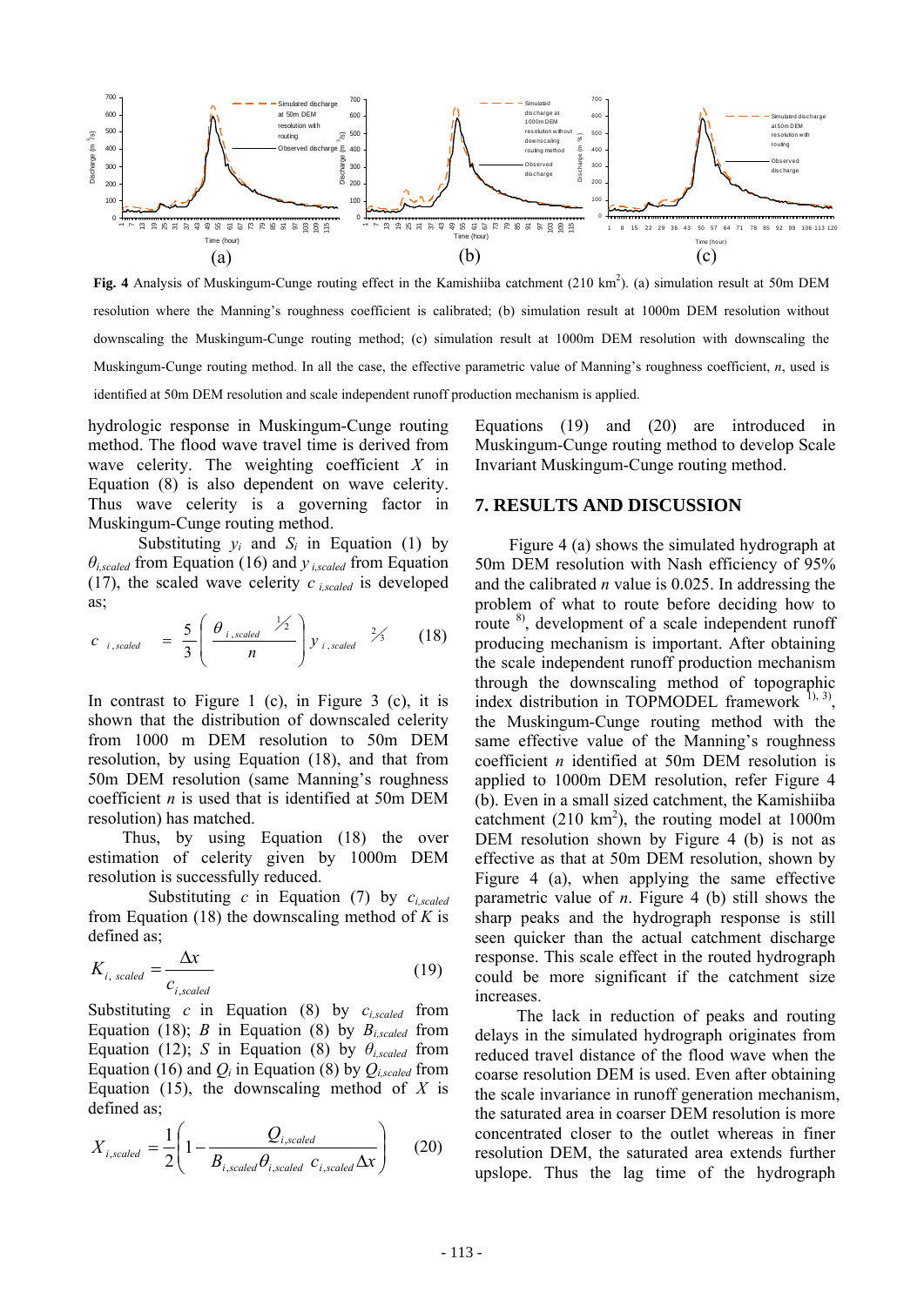**Fig. 4** Analysis of Muskingum-Cunge routing effect in the Kamishiiba catchment (210 km$^2$). (a) simulation result at 50m DEM resolution where the Manning's roughness coefficient is calibrated; (b) simulation result at 1000m DEM resolution without downscaling the Muskingum-Cunge routing method; (c) simulation result at 1000m DEM resolution with downscaling the Muskingum-Cunge routing method. In all the case, the effective parametric value of Manning's roughness coefficient, *n*, used is identified at 50m DEM resolution and scale independent runoff production mechanism is applied.

hydrologic response in Muskingum-Cunge routing method. The flood wave travel time is derived from wave celerity. The weighting coefficient $X$ in Equation (8) is also dependent on wave celerity. Thus wave celerity is a governing factor in Muskingum-Cunge routing method.

Substituting $y_i$ and $S_i$ in Equation (1) by $\theta_{i,scaled}$ from Equation (16) and $y_{i,scaled}$ from Equation (17), the scaled wave celerity $c_{i,scaled}$ is developed as;

$$c_{i,scaled} = \frac{5}{3}\left(\frac{\theta_{i,scaled}^{1/2}}{n}\right) y_{i,scaled}^{2/3} \qquad (18)$$

In contrast to Figure 1 (c), in Figure 3 (c), it is shown that the distribution of downscaled celerity from 1000 m DEM resolution to 50m DEM resolution, by using Equation (18), and that from 50m DEM resolution (same Manning's roughness coefficient *n* is used that is identified at 50m DEM resolution) has matched.

Thus, by using Equation (18) the over estimation of celerity given by 1000m DEM resolution is successfully reduced.

Substituting $c$ in Equation (7) by $c_{i,scaled}$ from Equation (18) the downscaling method of $K$ is defined as;

$$K_{i,\ scaled} = \frac{\Delta x}{c_{i,scaled}} \qquad (19)$$

Substituting $c$ in Equation (8) by $c_{i,scaled}$ from Equation (18); $B$ in Equation (8) by $B_{i,scaled}$ from Equation (12); $S$ in Equation (8) by $\theta_{i,scaled}$ from Equation (16) and $Q_i$ in Equation (8) by $Q_{i,scaled}$ from Equation (15), the downscaling method of $X$ is defined as;

$$X_{i,scaled} = \frac{1}{2}\left(1 - \frac{Q_{i,scaled}}{B_{i,scaled}\theta_{i,scaled}\ c_{i,scaled}\Delta x}\right) \qquad (20)$$

Equations (19) and (20) are introduced in Muskingum-Cunge routing method to develop Scale Invariant Muskingum-Cunge routing method.

## 7. RESULTS AND DISCUSSION

Figure 4 (a) shows the simulated hydrograph at 50m DEM resolution with Nash efficiency of 95% and the calibrated *n* value is 0.025. In addressing the problem of what to route before deciding how to route [8], development of a scale independent runoff producing mechanism is important. After obtaining the scale independent runoff production mechanism through the downscaling method of topographic index distribution in TOPMODEL framework [1), 3)], the Muskingum-Cunge routing method with the same effective value of the Manning's roughness coefficient *n* identified at 50m DEM resolution is applied to 1000m DEM resolution, refer Figure 4 (b). Even in a small sized catchment, the Kamishiiba catchment (210 km$^2$), the routing model at 1000m DEM resolution shown by Figure 4 (b) is not as effective as that at 50m DEM resolution, shown by Figure 4 (a), when applying the same effective parametric value of *n*. Figure 4 (b) still shows the sharp peaks and the hydrograph response is still seen quicker than the actual catchment discharge response. This scale effect in the routed hydrograph could be more significant if the catchment size increases.

The lack in reduction of peaks and routing delays in the simulated hydrograph originates from reduced travel distance of the flood wave when the coarse resolution DEM is used. Even after obtaining the scale invariance in runoff generation mechanism, the saturated area in coarser DEM resolution is more concentrated closer to the outlet whereas in finer resolution DEM, the saturated area extends further upslope. Thus the lag time of the hydrograph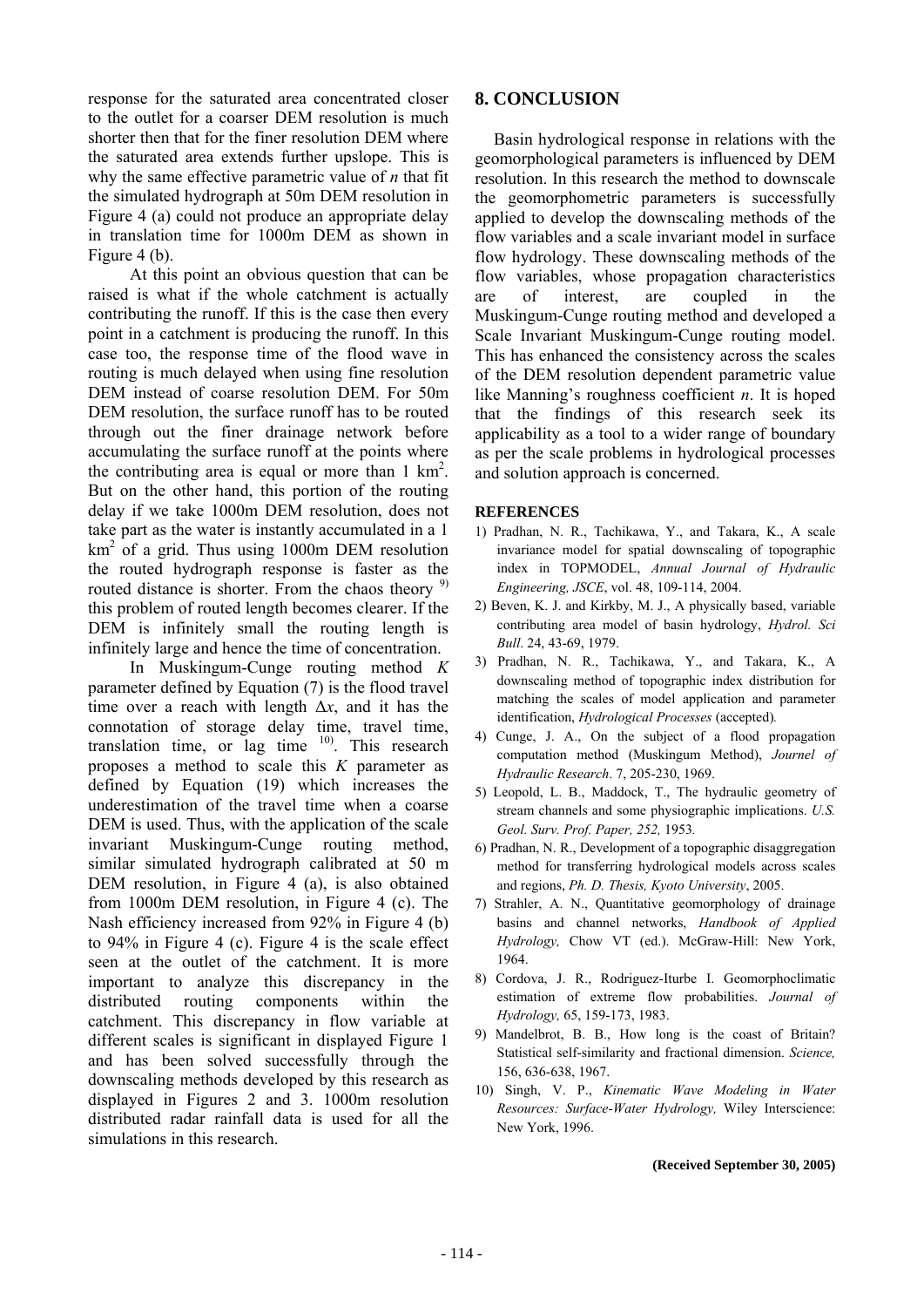response for the saturated area concentrated closer to the outlet for a coarser DEM resolution is much shorter then that for the finer resolution DEM where the saturated area extends further upslope. This is why the same effective parametric value of *n* that fit the simulated hydrograph at 50m DEM resolution in Figure 4 (a) could not produce an appropriate delay in translation time for 1000m DEM as shown in Figure 4 (b).

At this point an obvious question that can be raised is what if the whole catchment is actually contributing the runoff. If this is the case then every point in a catchment is producing the runoff. In this case too, the response time of the flood wave in routing is much delayed when using fine resolution DEM instead of coarse resolution DEM. For 50m DEM resolution, the surface runoff has to be routed through out the finer drainage network before accumulating the surface runoff at the points where the contributing area is equal or more than 1 $km^2$. But on the other hand, this portion of the routing delay if we take 1000m DEM resolution, does not take part as the water is instantly accumulated in a 1 $km^2$ of a grid. Thus using 1000m DEM resolution the routed hydrograph response is faster as the routed distance is shorter. From the chaos theory [9] this problem of routed length becomes clearer. If the DEM is infinitely small the routing length is infinitely large and hence the time of concentration.

In Muskingum-Cunge routing method $K$ parameter defined by Equation (7) is the flood travel time over a reach with length $\Delta x$, and it has the connotation of storage delay time, travel time, translation time, or lag time [10]. This research proposes a method to scale this $K$ parameter as defined by Equation (19) which increases the underestimation of the travel time when a coarse DEM is used. Thus, with the application of the scale invariant Muskingum-Cunge routing method, similar simulated hydrograph calibrated at 50 m DEM resolution, in Figure 4 (a), is also obtained from 1000m DEM resolution, in Figure 4 (c). The Nash efficiency increased from 92% in Figure 4 (b) to 94% in Figure 4 (c). Figure 4 is the scale effect seen at the outlet of the catchment. It is more important to analyze this discrepancy in the distributed routing components within the catchment. This discrepancy in flow variable at different scales is significant in displayed Figure 1 and has been solved successfully through the downscaling methods developed by this research as displayed in Figures 2 and 3. 1000m resolution distributed radar rainfall data is used for all the simulations in this research.

## 8. CONCLUSION

Basin hydrological response in relations with the geomorphological parameters is influenced by DEM resolution. In this research the method to downscale the geomorphometric parameters is successfully applied to develop the downscaling methods of the flow variables and a scale invariant model in surface flow hydrology. These downscaling methods of the flow variables, whose propagation characteristics are of interest, are coupled in the Muskingum-Cunge routing method and developed a Scale Invariant Muskingum-Cunge routing model. This has enhanced the consistency across the scales of the DEM resolution dependent parametric value like Manning's roughness coefficient *n*. It is hoped that the findings of this research seek its applicability as a tool to a wider range of boundary as per the scale problems in hydrological processes and solution approach is concerned.

### REFERENCES

1) Pradhan, N. R., Tachikawa, Y., and Takara, K., A scale invariance model for spatial downscaling of topographic index in TOPMODEL, *Annual Journal of Hydraulic Engineering, JSCE*, vol. 48, 109-114, 2004.
2) Beven, K. J. and Kirkby, M. J., A physically based, variable contributing area model of basin hydrology, *Hydrol. Sci Bull*. 24, 43-69, 1979.
3) Pradhan, N. R., Tachikawa, Y., and Takara, K., A downscaling method of topographic index distribution for matching the scales of model application and parameter identification, *Hydrological Processes* (accepted).
4) Cunge, J. A., On the subject of a flood propagation computation method (Muskingum Method), *Journel of Hydraulic Research*. 7, 205-230, 1969.
5) Leopold, L. B., Maddock, T., The hydraulic geometry of stream channels and some physiographic implications. *U.S. Geol. Surv. Prof. Paper, 252,* 1953.
6) Pradhan, N. R., Development of a topographic disaggregation method for transferring hydrological models across scales and regions, *Ph. D. Thesis, Kyoto University*, 2005.
7) Strahler, A. N., Quantitative geomorphology of drainage basins and channel networks, *Handbook of Applied Hydrology,* Chow VT (ed.). McGraw-Hill: New York, 1964.
8) Cordova, J. R., Rodriguez-Iturbe I. Geomorphoclimatic estimation of extreme flow probabilities. *Journal of Hydrology,* 65, 159-173, 1983.
9) Mandelbrot, B. B., How long is the coast of Britain? Statistical self-similarity and fractional dimension. *Science,* 156, 636-638, 1967.
10) Singh, V. P., *Kinematic Wave Modeling in Water Resources: Surface-Water Hydrology,* Wiley Interscience: New York, 1996.

**(Received September 30, 2005)**